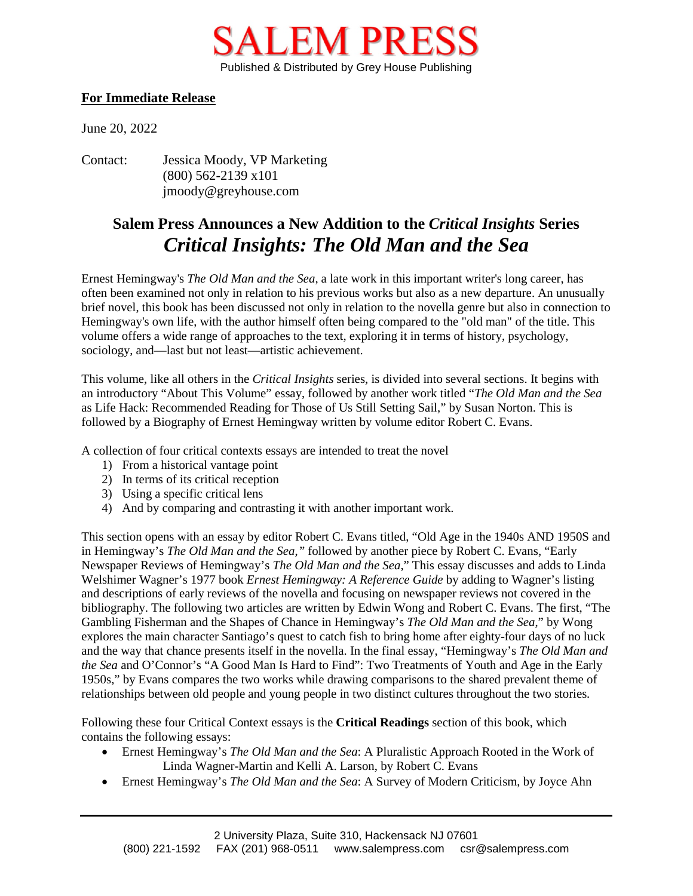# SALEM PRESS

Published & Distributed by Grey House Publishing

**For Immediate Release**

June 20, 2022

Contact: Jessica Moody, VP Marketing
(800) 562-2139 x101
jmoody@greyhouse.com

## Salem Press Announces a New Addition to the *Critical Insights* Series
## *Critical Insights: The Old Man and the Sea*

Ernest Hemingway's *The Old Man and the Sea*, a late work in this important writer's long career, has often been examined not only in relation to his previous works but also as a new departure. An unusually brief novel, this book has been discussed not only in relation to the novella genre but also in connection to Hemingway's own life, with the author himself often being compared to the "old man" of the title. This volume offers a wide range of approaches to the text, exploring it in terms of history, psychology, sociology, and—last but not least—artistic achievement.

This volume, like all others in the *Critical Insights* series, is divided into several sections. It begins with an introductory "About This Volume" essay, followed by another work titled "*The Old Man and the Sea* as Life Hack: Recommended Reading for Those of Us Still Setting Sail," by Susan Norton. This is followed by a Biography of Ernest Hemingway written by volume editor Robert C. Evans.

A collection of four critical contexts essays are intended to treat the novel

1) From a historical vantage point
2) In terms of its critical reception
3) Using a specific critical lens
4) And by comparing and contrasting it with another important work.

This section opens with an essay by editor Robert C. Evans titled, "Old Age in the 1940s AND 1950S and in Hemingway's *The Old Man and the Sea*," followed by another piece by Robert C. Evans, "Early Newspaper Reviews of Hemingway's *The Old Man and the Sea*," This essay discusses and adds to Linda Welshimer Wagner's 1977 book *Ernest Hemingway: A Reference Guide* by adding to Wagner's listing and descriptions of early reviews of the novella and focusing on newspaper reviews not covered in the bibliography. The following two articles are written by Edwin Wong and Robert C. Evans. The first, "The Gambling Fisherman and the Shapes of Chance in Hemingway's *The Old Man and the Sea*," by Wong explores the main character Santiago's quest to catch fish to bring home after eighty-four days of no luck and the way that chance presents itself in the novella. In the final essay, "Hemingway's *The Old Man and the Sea* and O'Connor's "A Good Man Is Hard to Find": Two Treatments of Youth and Age in the Early 1950s," by Evans compares the two works while drawing comparisons to the shared prevalent theme of relationships between old people and young people in two distinct cultures throughout the two stories.

Following these four Critical Context essays is the **Critical Readings** section of this book, which contains the following essays:

- Ernest Hemingway's *The Old Man and the Sea*: A Pluralistic Approach Rooted in the Work of Linda Wagner-Martin and Kelli A. Larson, by Robert C. Evans
- Ernest Hemingway's *The Old Man and the Sea*: A Survey of Modern Criticism, by Joyce Ahn

2 University Plaza, Suite 310, Hackensack NJ 07601
(800) 221-1592 FAX (201) 968-0511 www.salempress.com csr@salempress.com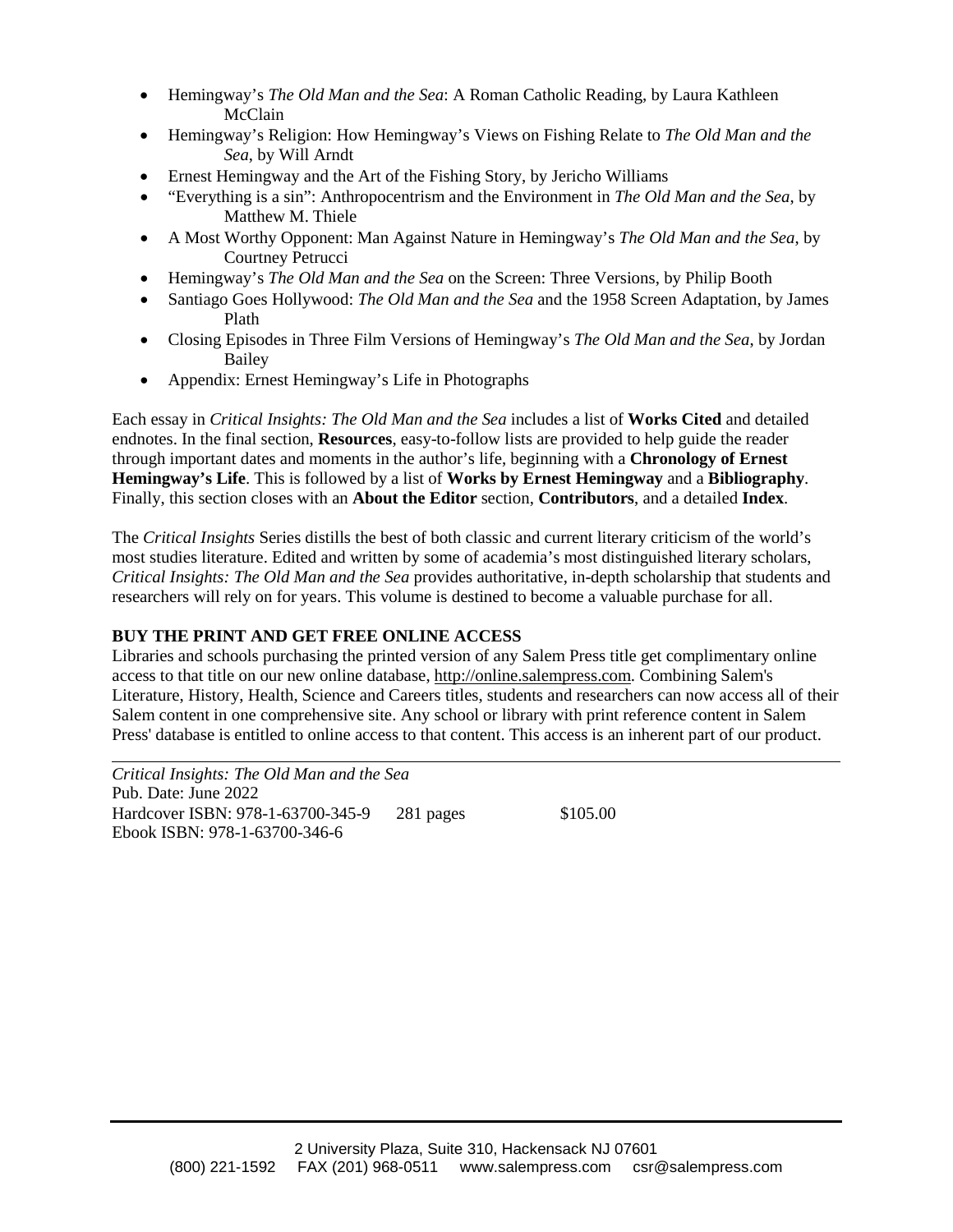- Hemingway's *The Old Man and the Sea*: A Roman Catholic Reading, by Laura Kathleen McClain
- Hemingway's Religion: How Hemingway's Views on Fishing Relate to *The Old Man and the Sea*, by Will Arndt
- Ernest Hemingway and the Art of the Fishing Story, by Jericho Williams
- "Everything is a sin": Anthropocentrism and the Environment in *The Old Man and the Sea*, by Matthew M. Thiele
- A Most Worthy Opponent: Man Against Nature in Hemingway's *The Old Man and the Sea*, by Courtney Petrucci
- Hemingway's *The Old Man and the Sea* on the Screen: Three Versions, by Philip Booth
- Santiago Goes Hollywood: *The Old Man and the Sea* and the 1958 Screen Adaptation, by James Plath
- Closing Episodes in Three Film Versions of Hemingway's *The Old Man and the Sea*, by Jordan Bailey
- Appendix: Ernest Hemingway's Life in Photographs

Each essay in *Critical Insights: The Old Man and the Sea* includes a list of **Works Cited** and detailed endnotes. In the final section, **Resources**, easy-to-follow lists are provided to help guide the reader through important dates and moments in the author's life, beginning with a **Chronology of Ernest Hemingway's Life**. This is followed by a list of **Works by Ernest Hemingway** and a **Bibliography**. Finally, this section closes with an **About the Editor** section, **Contributors**, and a detailed **Index**.

The *Critical Insights* Series distills the best of both classic and current literary criticism of the world's most studies literature. Edited and written by some of academia's most distinguished literary scholars, *Critical Insights: The Old Man and the Sea* provides authoritative, in-depth scholarship that students and researchers will rely on for years. This volume is destined to become a valuable purchase for all.

**BUY THE PRINT AND GET FREE ONLINE ACCESS**

Libraries and schools purchasing the printed version of any Salem Press title get complimentary online access to that title on our new online database, http://online.salempress.com. Combining Salem's Literature, History, Health, Science and Careers titles, students and researchers can now access all of their Salem content in one comprehensive site. Any school or library with print reference content in Salem Press' database is entitled to online access to that content. This access is an inherent part of our product.

---

*Critical Insights: The Old Man and the Sea*
Pub. Date: June 2022
Hardcover ISBN: 978-1-63700-345-9 281 pages $105.00
Ebook ISBN: 978-1-63700-346-6

2 University Plaza, Suite 310, Hackensack NJ 07601
(800) 221-1592 FAX (201) 968-0511 www.salempress.com csr@salempress.com